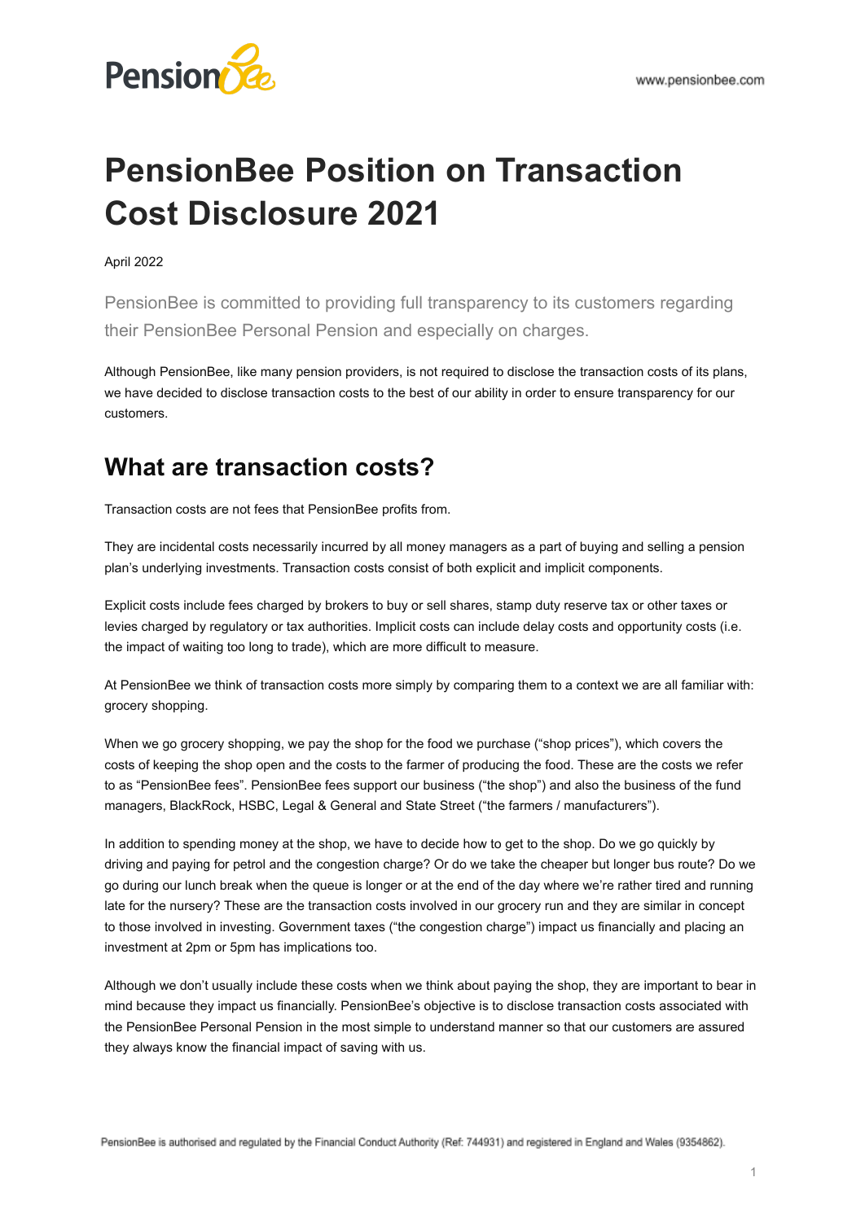# PensionBee Position on Transaction Cost Disclosure 2021

April 2022

PensionBee is committed to providing full transparency to its customers regarding their PensionBee Personal Pension and especially on charges.

Although PensionBee, like many pension providers, is not required to disclose the transaction costs of its plans, we have decided to disclose transaction costs to the best of our ability in order to ensure transparency for our customers.

## What are transaction costs?

Transaction costs are not fees that PensionBee profits from.

They are incidental costs necessarily incurred by all money managers as a part of buying and selling a pension plan's underlying investments. Transaction costs consist of both explicit and implicit components.

Explicit costs include fees charged by brokers to buy or sell shares, stamp duty reserve tax or other taxes or levies charged by regulatory or tax authorities. Implicit costs can include delay costs and opportunity costs (i.e. the impact of waiting too long to trade), which are more difficult to measure.

At PensionBee we think of transaction costs more simply by comparing them to a context we are all familiar with: grocery shopping.

When we go grocery shopping, we pay the shop for the food we purchase ("shop prices"), which covers the costs of keeping the shop open and the costs to the farmer of producing the food. These are the costs we refer to as "PensionBee fees". PensionBee fees support our business ("the shop") and also the business of the fund managers, BlackRock, HSBC, Legal & General and State Street ("the farmers / manufacturers").

In addition to spending money at the shop, we have to decide how to get to the shop. Do we go quickly by driving and paying for petrol and the congestion charge? Or do we take the cheaper but longer bus route? Do we go during our lunch break when the queue is longer or at the end of the day where we're rather tired and running late for the nursery? These are the transaction costs involved in our grocery run and they are similar in concept to those involved in investing. Government taxes ("the congestion charge") impact us financially and placing an investment at 2pm or 5pm has implications too.

Although we don't usually include these costs when we think about paying the shop, they are important to bear in mind because they impact us financially. PensionBee's objective is to disclose transaction costs associated with the PensionBee Personal Pension in the most simple to understand manner so that our customers are assured they always know the financial impact of saving with us.

PensionBee is authorised and regulated by the Financial Conduct Authority (Ref: 744931) and registered in England and Wales (9354862).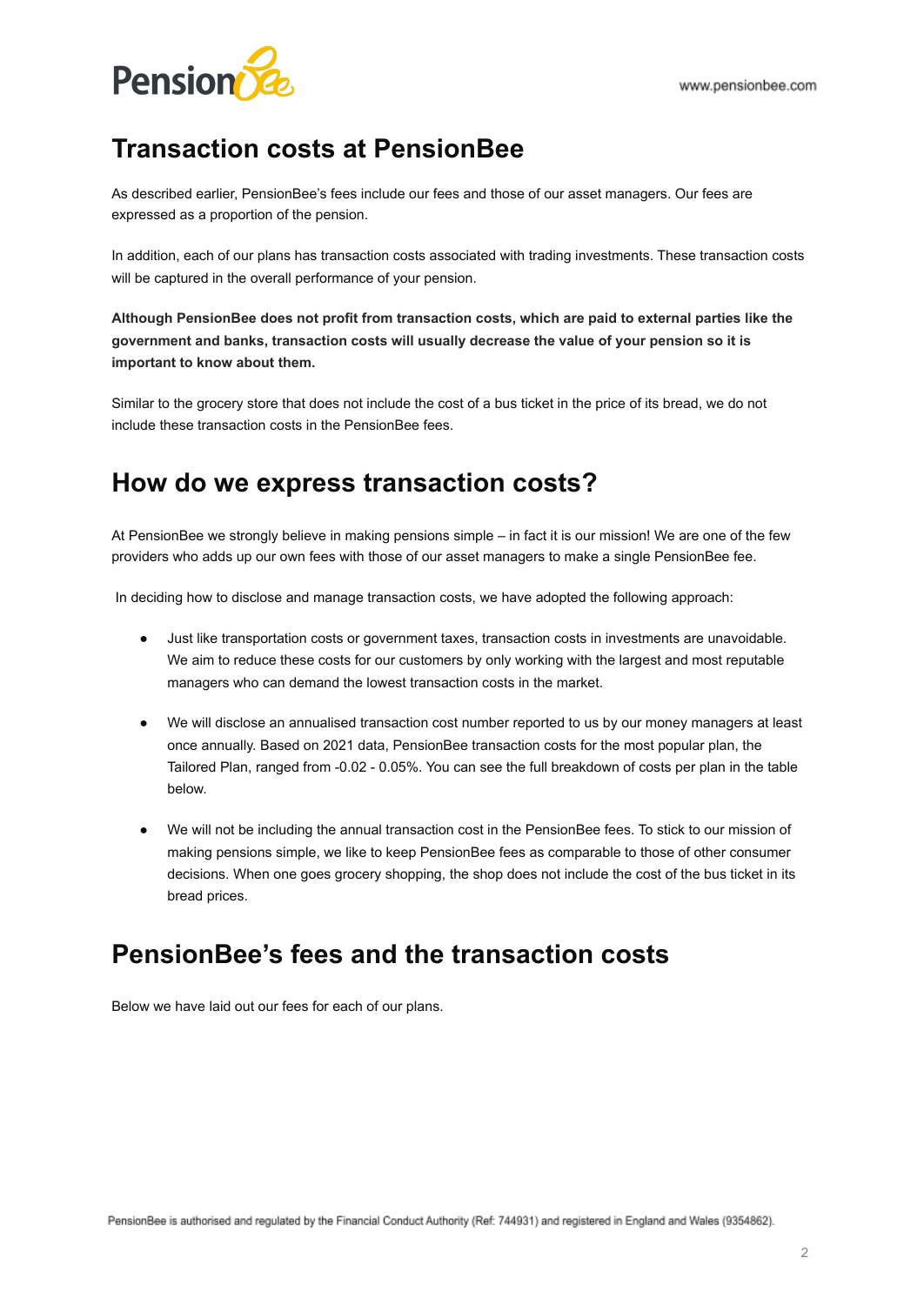## Transaction costs at PensionBee

As described earlier, PensionBee's fees include our fees and those of our asset managers. Our fees are expressed as a proportion of the pension.

In addition, each of our plans has transaction costs associated with trading investments. These transaction costs will be captured in the overall performance of your pension.

**Although PensionBee does not profit from transaction costs, which are paid to external parties like the government and banks, transaction costs will usually decrease the value of your pension so it is important to know about them.**

Similar to the grocery store that does not include the cost of a bus ticket in the price of its bread, we do not include these transaction costs in the PensionBee fees.

## How do we express transaction costs?

At PensionBee we strongly believe in making pensions simple – in fact it is our mission! We are one of the few providers who adds up our own fees with those of our asset managers to make a single PensionBee fee.

In deciding how to disclose and manage transaction costs, we have adopted the following approach:

- Just like transportation costs or government taxes, transaction costs in investments are unavoidable. We aim to reduce these costs for our customers by only working with the largest and most reputable managers who can demand the lowest transaction costs in the market.
- We will disclose an annualised transaction cost number reported to us by our money managers at least once annually. Based on 2021 data, PensionBee transaction costs for the most popular plan, the Tailored Plan, ranged from -0.02 - 0.05%. You can see the full breakdown of costs per plan in the table below.
- We will not be including the annual transaction cost in the PensionBee fees. To stick to our mission of making pensions simple, we like to keep PensionBee fees as comparable to those of other consumer decisions. When one goes grocery shopping, the shop does not include the cost of the bus ticket in its bread prices.

## PensionBee's fees and the transaction costs

Below we have laid out our fees for each of our plans.

PensionBee is authorised and regulated by the Financial Conduct Authority (Ref: 744931) and registered in England and Wales (9354862).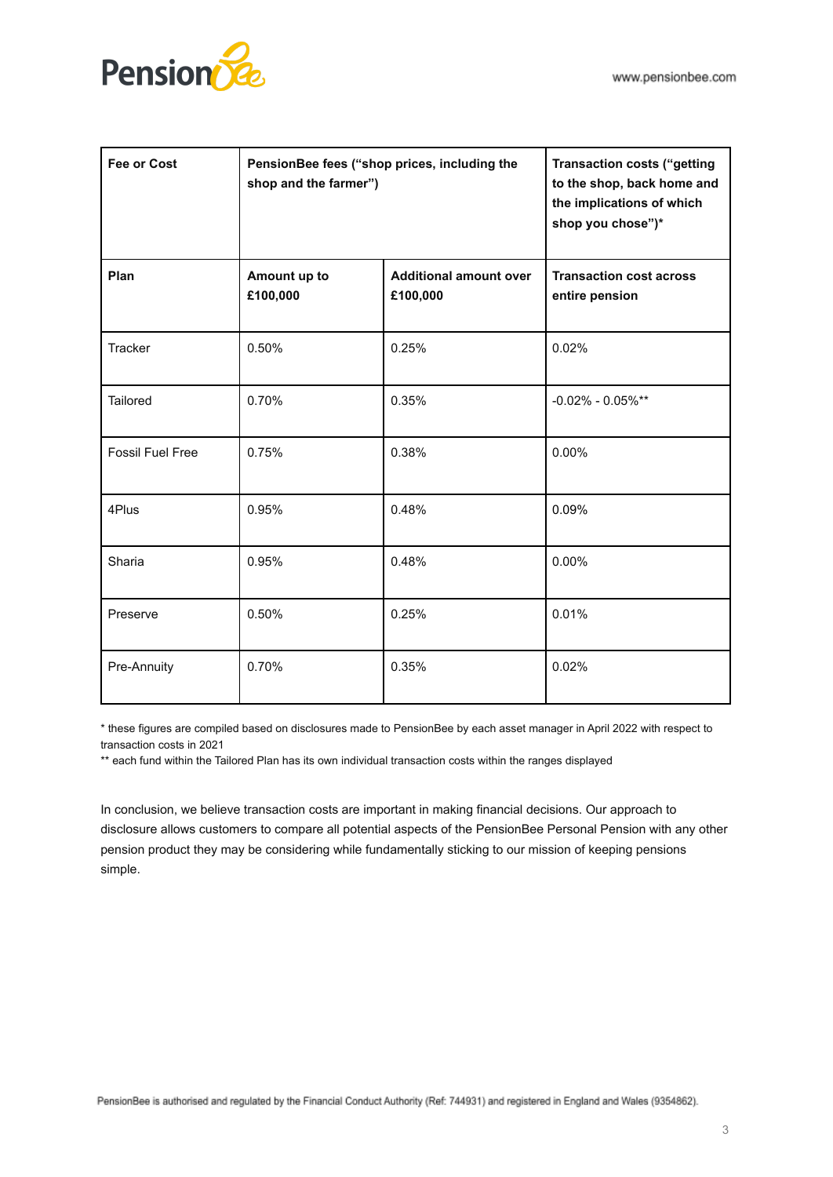| Fee or Cost | PensionBee fees ("shop prices, including the shop and the farmer") | | Transaction costs ("getting to the shop, back home and the implications of which shop you chose")* |
|---|---|---|---|
| **Plan** | **Amount up to £100,000** | **Additional amount over £100,000** | **Transaction cost across entire pension** |
| Tracker | 0.50% | 0.25% | 0.02% |
| Tailored | 0.70% | 0.35% | -0.02% - 0.05%** |
| Fossil Fuel Free | 0.75% | 0.38% | 0.00% |
| 4Plus | 0.95% | 0.48% | 0.09% |
| Sharia | 0.95% | 0.48% | 0.00% |
| Preserve | 0.50% | 0.25% | 0.01% |
| Pre-Annuity | 0.70% | 0.35% | 0.02% |

* these figures are compiled based on disclosures made to PensionBee by each asset manager in April 2022 with respect to transaction costs in 2021
** each fund within the Tailored Plan has its own individual transaction costs within the ranges displayed

In conclusion, we believe transaction costs are important in making financial decisions. Our approach to disclosure allows customers to compare all potential aspects of the PensionBee Personal Pension with any other pension product they may be considering while fundamentally sticking to our mission of keeping pensions simple.